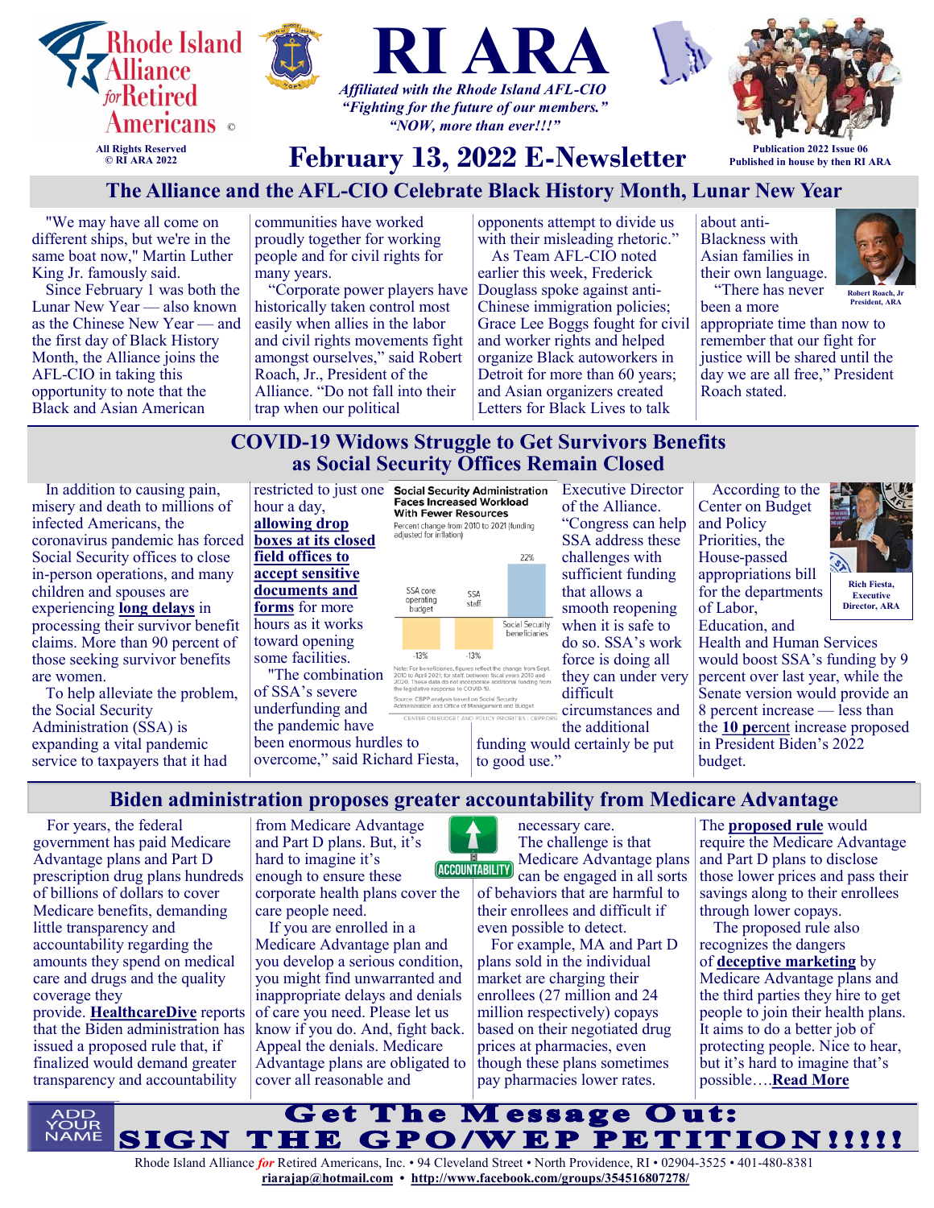Rhode Island Alliance *for* Retired Americans ©

All Rights Reserved
© RI ARA 2022

# RI ARA

*Affiliated with the Rhode Island AFL-CIO*
*"Fighting for the future of our members."*
*"NOW, more than ever!!!"*

## February 13, 2022 E-Newsletter

Publication 2022 Issue 06
Published in house by then RI ARA

## The Alliance and the AFL-CIO Celebrate Black History Month, Lunar New Year

"We may have all come on different ships, but we're in the same boat now," Martin Luther King Jr. famously said.

Since February 1 was both the Lunar New Year — also known as the Chinese New Year — and the first day of Black History Month, the Alliance joins the AFL-CIO in taking this opportunity to note that the Black and Asian American communities have worked proudly together for working people and for civil rights for many years.

"Corporate power players have historically taken control most easily when allies in the labor and civil rights movements fight amongst ourselves," said Robert Roach, Jr., President of the Alliance. "Do not fall into their trap when our political opponents attempt to divide us with their misleading rhetoric."

As Team AFL-CIO noted earlier this week, Frederick Douglass spoke against anti-Chinese immigration policies; Grace Lee Boggs fought for civil and worker rights and helped organize Black autoworkers in Detroit for more than 60 years; and Asian organizers created Letters for Black Lives to talk about anti-Blackness with Asian families in their own language.

Robert Roach, Jr
President, ARA

"There has never been a more appropriate time than now to remember that our fight for justice will be shared until the day we are all free," President Roach stated.

## COVID-19 Widows Struggle to Get Survivors Benefits as Social Security Offices Remain Closed

In addition to causing pain, misery and death to millions of infected Americans, the coronavirus pandemic has forced Social Security offices to close in-person operations, and many children and spouses are experiencing **long delays** in processing their survivor benefit claims. More than 90 percent of those seeking survivor benefits are women.

To help alleviate the problem, the Social Security Administration (SSA) is expanding a vital pandemic service to taxpayers that it had restricted to just one hour a day, **allowing drop boxes at its closed field offices to accept sensitive documents and forms** for more hours as it works toward opening some facilities.

**Social Security Administration Faces Increased Workload With Fewer Resources**
Percent change from 2010 to 2021 (funding adjusted for inflation)

| SSA core operating budget | SSA staff | Social Security beneficiaries |
|---|---|---|
| -13% | -13% | 22% |

Note: For beneficiaries, figures reflect the change from Sept. 2010 to April 2021; for staff, between fiscal years 2010 and 2020. These data do not incorporate additional funding from the legislative response to COVID-19.
Source: CBPP analysis based on Social Security Administration and Office of Management and Budget
CENTER ON BUDGET AND POLICY PRIORITIES | CBPP.ORG

"The combination of SSA's severe underfunding and the pandemic have been enormous hurdles to overcome," said Richard Fiesta, Executive Director of the Alliance. "Congress can help SSA address these challenges with sufficient funding that allows a smooth reopening when it is safe to do so. SSA's work force is doing all they can under very difficult circumstances and the additional funding would certainly be put to good use."

Rich Fiesta, Executive Director, ARA

According to the Center on Budget and Policy Priorities, the House-passed appropriations bill for the departments of Labor, Education, and Health and Human Services would boost SSA's funding by 9 percent over last year, while the Senate version would provide an 8 percent increase — less than the **10 percent** increase proposed in President Biden's 2022 budget.

## Biden administration proposes greater accountability from Medicare Advantage

For years, the federal government has paid Medicare Advantage plans and Part D prescription drug plans hundreds of billions of dollars to cover Medicare benefits, demanding little transparency and accountability regarding the amounts they spend on medical care and drugs and the quality coverage they provide. **HealthcareDive** reports that the Biden administration has issued a proposed rule that, if finalized would demand greater transparency and accountability from Medicare Advantage and Part D plans. But, it's hard to imagine it's enough to ensure these corporate health plans cover the care people need.

If you are enrolled in a Medicare Advantage plan and you develop a serious condition, you might find unwarranted and inappropriate delays and denials of care you need. Please let us know if you do. And, fight back. Appeal the denials. Medicare Advantage plans are obligated to cover all reasonable and necessary care.

The challenge is that Medicare Advantage plans can be engaged in all sorts of behaviors that are harmful to their enrollees and difficult if even possible to detect.

For example, MA and Part D plans sold in the individual market are charging their enrollees (27 million and 24 million respectively) copays based on their negotiated drug prices at pharmacies, even though these plans sometimes pay pharmacies lower rates. The **proposed rule** would require the Medicare Advantage and Part D plans to disclose those lower prices and pass their savings along to their enrollees through lower copays.

The proposed rule also recognizes the dangers of **deceptive marketing** by Medicare Advantage plans and the third parties they hire to get people to join their health plans. It aims to do a better job of protecting people. Nice to hear, but it's hard to imagine that's possible….**Read More**

ADD YOUR NAME

**Get The Message Out: SIGN THE GPO/WEP PETITION!!!!!**

Rhode Island Alliance *for* Retired Americans, Inc. • 94 Cleveland Street • North Providence, RI • 02904-3525 • 401-480-8381
**riarajap@hotmail.com** • **http://www.facebook.com/groups/354516807278/**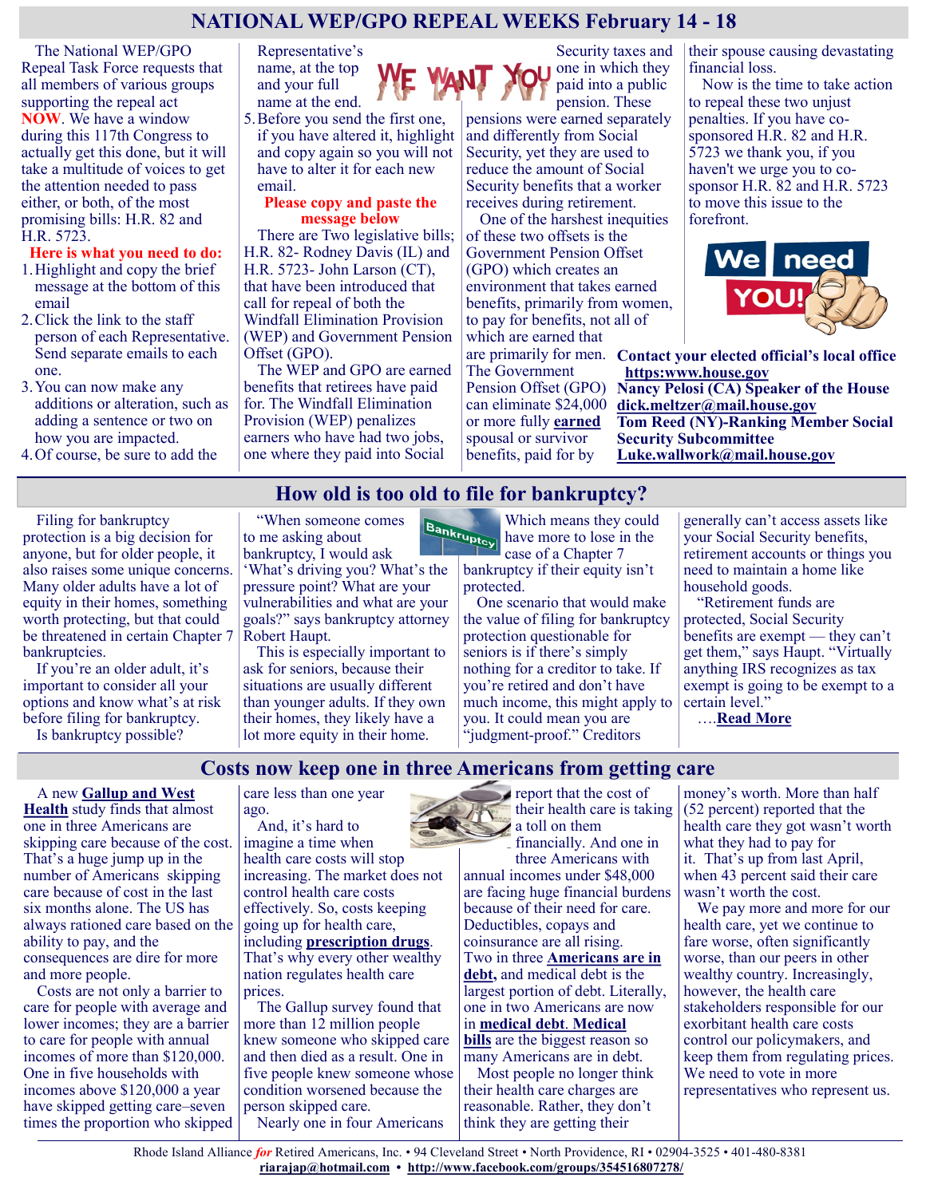## NATIONAL WEP/GPO REPEAL WEEKS February 14 - 18

The National WEP/GPO Repeal Task Force requests that all members of various groups supporting the repeal act **NOW**. We have a window during this 117th Congress to actually get this done, but it will take a multitude of voices to get the attention needed to pass either, or both, of the most promising bills: H.R. 82 and H.R. 5723.

**Here is what you need to do:**

1. Highlight and copy the brief message at the bottom of this email
2. Click the link to the staff person of each Representative. Send separate emails to each one.
3. You can now make any additions or alteration, such as adding a sentence or two on how you are impacted.
4. Of course, be sure to add the Representative's name, at the top and your full name at the end.
5. Before you send the first one, if you have altered it, highlight and copy again so you will not have to alter it for each new email.

**Please copy and paste the message below**

There are Two legislative bills; H.R. 82- Rodney Davis (IL) and H.R. 5723- John Larson (CT), that have been introduced that call for repeal of both the Windfall Elimination Provision (WEP) and Government Pension Offset (GPO).

The WEP and GPO are earned benefits that retirees have paid for. The Windfall Elimination Provision (WEP) penalizes earners who have had two jobs, one where they paid into Social Security taxes and one in which they paid into a public pension. These pensions were earned separately and differently from Social Security, yet they are used to reduce the amount of Social Security benefits that a worker receives during retirement.

One of the harshest inequities of these two offsets is the Government Pension Offset (GPO) which creates an environment that takes earned benefits, primarily from women, to pay for benefits, not all of which are earned that are primarily for men. The Government Pension Offset (GPO) can eliminate $24,000 or more fully **earned** spousal or survivor benefits, paid for by their spouse causing devastating financial loss.

Now is the time to take action to repeal these two unjust penalties. If you have co-sponsored H.R. 82 and H.R. 5723 we thank you, if you haven't we urge you to co-sponsor H.R. 82 and H.R. 5723 to move this issue to the forefront.

**Contact your elected official's local office** **https:www.house.gov**
**Nancy Pelosi (CA) Speaker of the House** **dick.meltzer@mail.house.gov**
**Tom Reed (NY)-Ranking Member Social Security Subcommittee** **Luke.wallwork@mail.house.gov**

## How old is too old to file for bankruptcy?

Filing for bankruptcy protection is a big decision for anyone, but for older people, it also raises some unique concerns. Many older adults have a lot of equity in their homes, something worth protecting, but that could be threatened in certain Chapter 7 bankruptcies.

If you're an older adult, it's important to consider all your options and know what's at risk before filing for bankruptcy.

Is bankruptcy possible?

"When someone comes to me asking about bankruptcy, I would ask 'What's driving you? What's the pressure point? What are your vulnerabilities and what are your goals?" says bankruptcy attorney Robert Haupt.

This is especially important to ask for seniors, because their situations are usually different than younger adults. If they own their homes, they likely have a lot more equity in their home. Which means they could have more to lose in the case of a Chapter 7 bankruptcy if their equity isn't protected.

One scenario that would make the value of filing for bankruptcy protection questionable for seniors is if there's simply nothing for a creditor to take. If you're retired and don't have much income, this might apply to you. It could mean you are "judgment-proof." Creditors generally can't access assets like your Social Security benefits, retirement accounts or things you need to maintain a home like household goods.

"Retirement funds are protected, Social Security benefits are exempt — they can't get them," says Haupt. "Virtually anything IRS recognizes as tax exempt is going to be exempt to a certain level."

....**Read More**

## Costs now keep one in three Americans from getting care

A new **Gallup and West Health** study finds that almost one in three Americans are skipping care because of the cost. That's a huge jump up in the number of Americans skipping care because of cost in the last six months alone. The US has always rationed care based on the ability to pay, and the consequences are dire for more and more people.

Costs are not only a barrier to care for people with average and lower incomes; they are a barrier to care for people with annual incomes of more than $120,000. One in five households with incomes above $120,000 a year have skipped getting care–seven times the proportion who skipped care less than one year ago.

And, it's hard to imagine a time when health care costs will stop increasing. The market does not control health care costs effectively. So, costs keeping going up for health care, including **prescription drugs**. That's why every other wealthy nation regulates health care prices.

The Gallup survey found that more than 12 million people knew someone who skipped care and then died as a result. One in five people knew someone whose condition worsened because the person skipped care.

Nearly one in four Americans report that the cost of their health care is taking a toll on them financially. And one in three Americans with annual incomes under $48,000 are facing huge financial burdens because of their need for care. Deductibles, copays and coinsurance are all rising. Two in three **Americans are in debt,** and medical debt is the largest portion of debt. Literally, one in two Americans are now in **medical debt**. **Medical bills** are the biggest reason so many Americans are in debt.

Most people no longer think their health care charges are reasonable. Rather, they don't think they are getting their money's worth. More than half (52 percent) reported that the health care they got wasn't worth what they had to pay for it. That's up from last April, when 43 percent said their care wasn't worth the cost.

We pay more and more for our health care, yet we continue to fare worse, often significantly worse, than our peers in other wealthy country. Increasingly, however, the health care stakeholders responsible for our exorbitant health care costs control our policymakers, and keep them from regulating prices. We need to vote in more representatives who represent us.

Rhode Island Alliance *for* Retired Americans, Inc. • 94 Cleveland Street • North Providence, RI • 02904-3525 • 401-480-8381
**riarajap@hotmail.com** • **http://www.facebook.com/groups/354516807278/**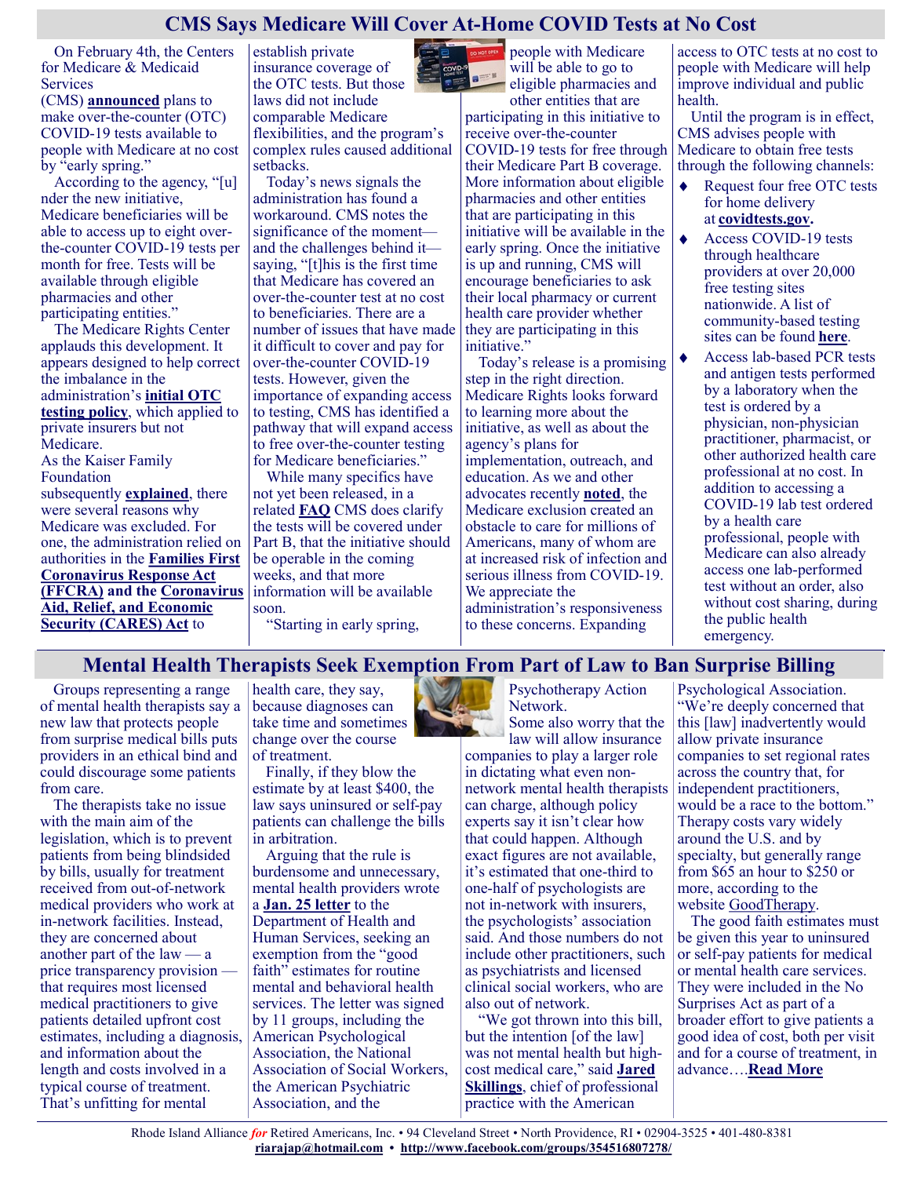# CMS Says Medicare Will Cover At-Home COVID Tests at No Cost

On February 4th, the Centers for Medicare & Medicaid Services (CMS) **announced** plans to make over-the-counter (OTC) COVID-19 tests available to people with Medicare at no cost by "early spring."

According to the agency, "[u]nder the new initiative, Medicare beneficiaries will be able to access up to eight over-the-counter COVID-19 tests per month for free. Tests will be available through eligible pharmacies and other participating entities."

The Medicare Rights Center applauds this development. It appears designed to help correct the imbalance in the administration's **initial OTC testing policy**, which applied to private insurers but not Medicare.

As the Kaiser Family Foundation subsequently **explained**, there were several reasons why Medicare was excluded. For one, the administration relied on authorities in the **Families First Coronavirus Response Act (FFCRA)** and the **Coronavirus Aid, Relief, and Economic Security (CARES) Act** to establish private insurance coverage of the OTC tests. But those laws did not include comparable Medicare flexibilities, and the program's complex rules caused additional setbacks.

Today's news signals the administration has found a workaround. CMS notes the significance of the moment—and the challenges behind it—saying, "[t]his is the first time that Medicare has covered an over-the-counter test at no cost to beneficiaries. There are a number of issues that have made it difficult to cover and pay for over-the-counter COVID-19 tests. However, given the importance of expanding access to testing, CMS has identified a pathway that will expand access to free over-the-counter testing for Medicare beneficiaries."

While many specifics have not yet been released, in a related **FAQ** CMS does clarify the tests will be covered under Part B, that the initiative should be operable in the coming weeks, and that more information will be available soon.

"Starting in early spring, people with Medicare will be able to go to eligible pharmacies and other entities that are participating in this initiative to receive over-the-counter COVID-19 tests for free through their Medicare Part B coverage. More information about eligible pharmacies and other entities that are participating in this initiative will be available in the early spring. Once the initiative is up and running, CMS will encourage beneficiaries to ask their local pharmacy or current health care provider whether they are participating in this initiative."

Today's release is a promising step in the right direction. Medicare Rights looks forward to learning more about the initiative, as well as about the agency's plans for implementation, outreach, and education. As we and other advocates recently **noted**, the Medicare exclusion created an obstacle to care for millions of Americans, many of whom are at increased risk of infection and serious illness from COVID-19. We appreciate the administration's responsiveness to these concerns. Expanding access to OTC tests at no cost to people with Medicare will help improve individual and public health.

Until the program is in effect, CMS advises people with Medicare to obtain free tests through the following channels:

- Request four free OTC tests for home delivery at **covidtests.gov.**
- Access COVID-19 tests through healthcare providers at over 20,000 free testing sites nationwide. A list of community-based testing sites can be found **here**.
- Access lab-based PCR tests and antigen tests performed by a laboratory when the test is ordered by a physician, non-physician practitioner, pharmacist, or other authorized health care professional at no cost. In addition to accessing a COVID-19 lab test ordered by a health care professional, people with Medicare can also already access one lab-performed test without an order, also without cost sharing, during the public health emergency.

# Mental Health Therapists Seek Exemption From Part of Law to Ban Surprise Billing

Groups representing a range of mental health therapists say a new law that protects people from surprise medical bills puts providers in an ethical bind and could discourage some patients from care.

The therapists take no issue with the main aim of the legislation, which is to prevent patients from being blindsided by bills, usually for treatment received from out-of-network medical providers who work at in-network facilities. Instead, they are concerned about another part of the law — a price transparency provision — that requires most licensed medical practitioners to give patients detailed upfront cost estimates, including a diagnosis, and information about the length and costs involved in a typical course of treatment. That's unfitting for mental health care, they say, because diagnoses can take time and sometimes change over the course of treatment.

Finally, if they blow the estimate by at least $400, the law says uninsured or self-pay patients can challenge the bills in arbitration.

Arguing that the rule is burdensome and unnecessary, mental health providers wrote a **Jan. 25 letter** to the Department of Health and Human Services, seeking an exemption from the "good faith" estimates for routine mental and behavioral health services. The letter was signed by 11 groups, including the American Psychological Association, the National Association of Social Workers, the American Psychiatric Association, and the Psychotherapy Action Network.

Some also worry that the law will allow insurance companies to play a larger role in dictating what even non-network mental health therapists can charge, although policy experts say it isn't clear how that could happen. Although exact figures are not available, it's estimated that one-third to one-half of psychologists are not in-network with insurers, the psychologists' association said. And those numbers do not include other practitioners, such as psychiatrists and licensed clinical social workers, who are also out of network.

"We got thrown into this bill, but the intention [of the law] was not mental health but high-cost medical care," said **Jared Skillings**, chief of professional practice with the American Psychological Association. "We're deeply concerned that this [law] inadvertently would allow private insurance companies to set regional rates across the country that, for independent practitioners, would be a race to the bottom." Therapy costs vary widely around the U.S. and by specialty, but generally range from $65 an hour to $250 or more, according to the website GoodTherapy.

The good faith estimates must be given this year to uninsured or self-pay patients for medical or mental health care services. They were included in the No Surprises Act as part of a broader effort to give patients a good idea of cost, both per visit and for a course of treatment, in advance….**Read More**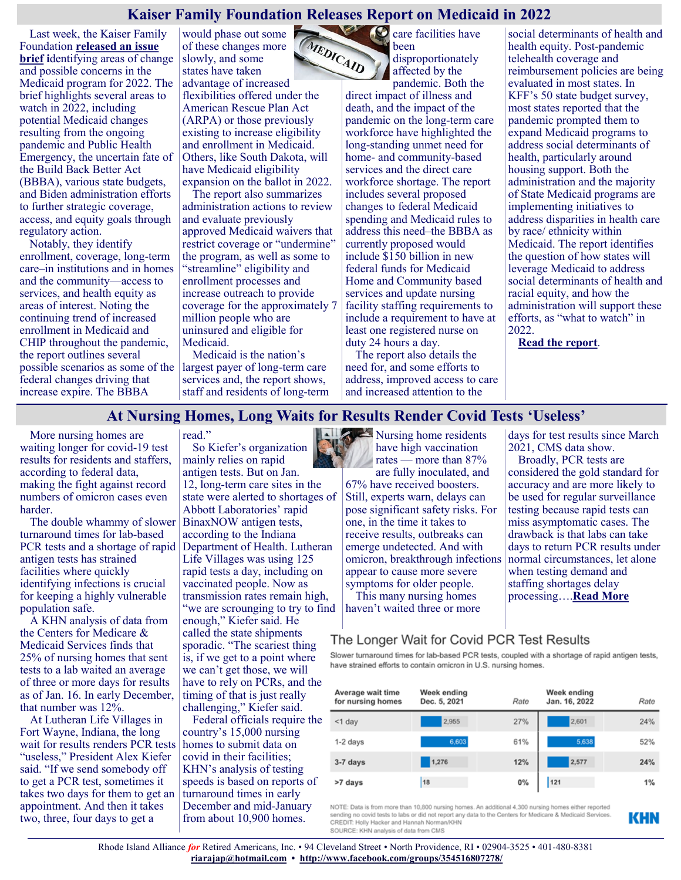# Kaiser Family Foundation Releases Report on Medicaid in 2022

Last week, the Kaiser Family Foundation **released an issue brief** identifying areas of change and possible concerns in the Medicaid program for 2022. The brief highlights several areas to watch in 2022, including potential Medicaid changes resulting from the ongoing pandemic and Public Health Emergency, the uncertain fate of the Build Back Better Act (BBBA), various state budgets, and Biden administration efforts to further strategic coverage, access, and equity goals through regulatory action.

Notably, they identify enrollment, coverage, long-term care–in institutions and in homes and the community—access to services, and health equity as areas of interest. Noting the continuing trend of increased enrollment in Medicaid and CHIP throughout the pandemic, the report outlines several possible scenarios as some of the federal changes driving that increase expire. The BBBA would phase out some of these changes more slowly, and some states have taken advantage of increased flexibilities offered under the American Rescue Plan Act (ARPA) or those previously existing to increase eligibility and enrollment in Medicaid. Others, like South Dakota, will have Medicaid eligibility expansion on the ballot in 2022.

The report also summarizes administration actions to review and evaluate previously approved Medicaid waivers that restrict coverage or "undermine" the program, as well as some to "streamline" eligibility and enrollment processes and increase outreach to provide coverage for the approximately 7 million people who are uninsured and eligible for Medicaid.

Medicaid is the nation's largest payer of long-term care services and, the report shows, staff and residents of long-term care facilities have been disproportionately affected by the pandemic. Both the direct impact of illness and death, and the impact of the pandemic on the long-term care workforce have highlighted the long-standing unmet need for home- and community-based services and the direct care workforce shortage. The report includes several proposed changes to federal Medicaid spending and Medicaid rules to address this need–the BBBA as currently proposed would include $150 billion in new federal funds for Medicaid Home and Community based services and update nursing facility staffing requirements to include a requirement to have at least one registered nurse on duty 24 hours a day.

The report also details the need for, and some efforts to address, improved access to care and increased attention to the social determinants of health and health equity. Post-pandemic telehealth coverage and reimbursement policies are being evaluated in most states. In KFF's 50 state budget survey, most states reported that the pandemic prompted them to expand Medicaid programs to address social determinants of health, particularly around housing support. Both the administration and the majority of State Medicaid programs are implementing initiatives to address disparities in health care by race/ ethnicity within Medicaid. The report identifies the question of how states will leverage Medicaid to address social determinants of health and racial equity, and how the administration will support these efforts, as "what to watch" in 2022.

**Read the report**.

# At Nursing Homes, Long Waits for Results Render Covid Tests 'Useless'

More nursing homes are waiting longer for covid-19 test results for residents and staffers, according to federal data, making the fight against record numbers of omicron cases even harder.

The double whammy of slower turnaround times for lab-based PCR tests and a shortage of rapid antigen tests has strained facilities where quickly identifying infections is crucial for keeping a highly vulnerable population safe.

A KHN analysis of data from the Centers for Medicare & Medicaid Services finds that 25% of nursing homes that sent tests to a lab waited an average of three or more days for results as of Jan. 16. In early December, that number was 12%.

At Lutheran Life Villages in Fort Wayne, Indiana, the long wait for results renders PCR tests "useless," President Alex Kiefer said. "If we send somebody off to get a PCR test, sometimes it takes two days for them to get an appointment. And then it takes two, three, four days to get a read."

So Kiefer's organization mainly relies on rapid antigen tests. But on Jan. 12, long-term care sites in the state were alerted to shortages of Abbott Laboratories' rapid BinaxNOW antigen tests, according to the Indiana Department of Health. Lutheran Life Villages was using 125 rapid tests a day, including on vaccinated people. Now as transmission rates remain high, "we are scrounging to try to find enough," Kiefer said. He called the state shipments sporadic. "The scariest thing is, if we get to a point where we can't get those, we will have to rely on PCRs, and the timing of that is just really challenging," Kiefer said.

Federal officials require the country's 15,000 nursing homes to submit data on covid in their facilities; KHN's analysis of testing speeds is based on reports of turnaround times in early December and mid-January from about 10,900 homes.

Nursing home residents have high vaccination rates — more than 87% are fully inoculated, and 67% have received boosters. Still, experts warn, delays can pose significant safety risks. For one, in the time it takes to receive results, outbreaks can emerge undetected. And with omicron, breakthrough infections appear to cause more severe symptoms for older people.

This many nursing homes haven't waited three or more days for test results since March 2021, CMS data show.

Broadly, PCR tests are considered the gold standard for accuracy and are more likely to be used for regular surveillance testing because rapid tests can miss asymptomatic cases. The drawback is that labs can take days to return PCR results under normal circumstances, let alone when testing demand and staffing shortages delay processing….**Read More**

## The Longer Wait for Covid PCR Test Results

Slower turnaround times for lab-based PCR tests, coupled with a shortage of rapid antigen tests, have strained efforts to contain omicron in U.S. nursing homes.

| Average wait time for nursing homes | Week ending Dec. 5, 2021 | Rate | Week ending Jan. 16, 2022 | Rate |
|---|---|---|---|---|
| <1 day | 2,955 | 27% | 2,601 | 24% |
| 1-2 days | 6,603 | 61% | 5,638 | 52% |
| 3-7 days | 1,276 | 12% | 2,577 | 24% |
| >7 days | 18 | 0% | 121 | 1% |

NOTE: Data is from more than 10,800 nursing homes. An additional 4,300 nursing homes either reported sending no covid tests to labs or did not report any data to the Centers for Medicare & Medicaid Services.
CREDIT: Holly Hacker and Hannah Norman/KHN
SOURCE: KHN analysis of data from CMS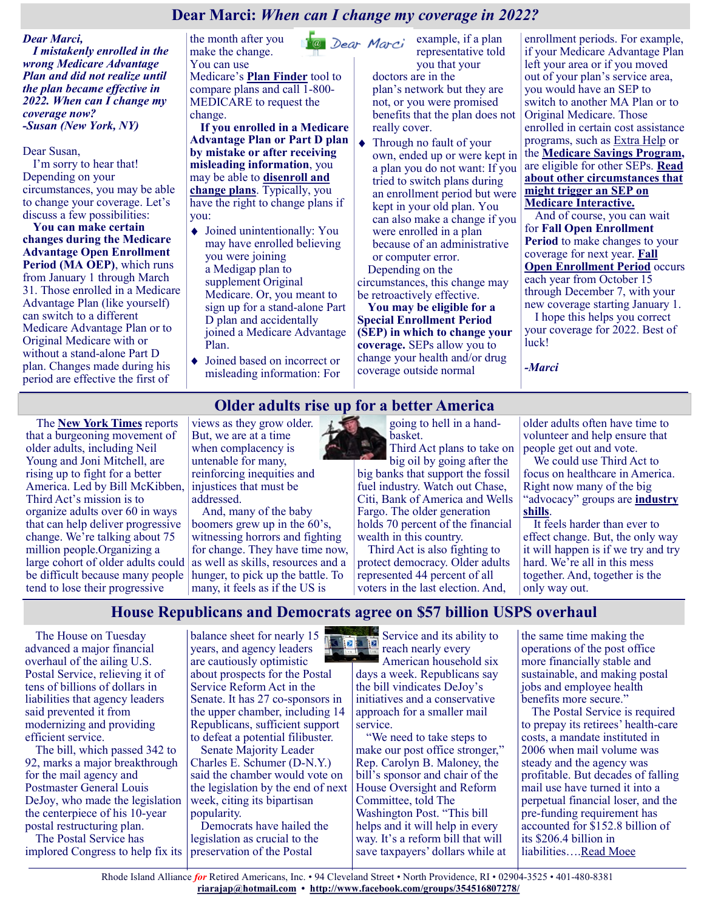## Dear Marci: *When can I change my coverage in 2022?*

***Dear Marci,***

***I mistakenly enrolled in the wrong Medicare Advantage Plan and did not realize until the plan became effective in 2022. When can I change my coverage now?***

***-Susan (New York, NY)***

Dear Susan,

I'm sorry to hear that! Depending on your circumstances, you may be able to change your coverage. Let's discuss a few possibilities:

**You can make certain changes during the Medicare Advantage Open Enrollment Period (MA OEP)**, which runs from January 1 through March 31. Those enrolled in a Medicare Advantage Plan (like yourself) can switch to a different Medicare Advantage Plan or to Original Medicare with or without a stand-alone Part D plan. Changes made during his period are effective the first of the month after you make the change. You can use Medicare's **Plan Finder** tool to compare plans and call 1-800-MEDICARE to request the change.

**If you enrolled in a Medicare Advantage Plan or Part D plan by mistake or after receiving misleading information**, you may be able to **disenroll and change plans**. Typically, you have the right to change plans if you:

- Joined unintentionally: You may have enrolled believing you were joining a Medigap plan to supplement Original Medicare. Or, you meant to sign up for a stand-alone Part D plan and accidentally joined a Medicare Advantage Plan.
- Joined based on incorrect or misleading information: For example, if a plan representative told you that your doctors are in the plan's network but they are not, or you were promised benefits that the plan does not really cover.
- Through no fault of your own, ended up or were kept in a plan you do not want: If you tried to switch plans during an enrollment period but were kept in your old plan. You can also make a change if you were enrolled in a plan because of an administrative or computer error.

Depending on the circumstances, this change may be retroactively effective.

**You may be eligible for a Special Enrollment Period (SEP) in which to change your coverage.** SEPs allow you to change your health and/or drug coverage outside normal enrollment periods. For example, if your Medicare Advantage Plan left your area or if you moved out of your plan's service area, you would have an SEP to switch to another MA Plan or to Original Medicare. Those enrolled in certain cost assistance programs, such as Extra Help or the **Medicare Savings Program,** are eligible for other SEPs. **Read about other circumstances that might trigger an SEP on Medicare Interactive.**

And of course, you can wait for **Fall Open Enrollment Period** to make changes to your coverage for next year. **Fall Open Enrollment Period** occurs each year from October 15 through December 7, with your new coverage starting January 1.

I hope this helps you correct your coverage for 2022. Best of luck!

***-Marci***

## Older adults rise up for a better America

The **New York Times** reports that a burgeoning movement of older adults, including Neil Young and Joni Mitchell, are rising up to fight for a better America. Led by Bill McKibben, Third Act's mission is to organize adults over 60 in ways that can help deliver progressive change. We're talking about 75 million people.Organizing a large cohort of older adults could be difficult because many people tend to lose their progressive views as they grow older. But, we are at a time when complacency is untenable for many, reinforcing inequities and injustices that must be addressed.

And, many of the baby boomers grew up in the 60's, witnessing horrors and fighting for change. They have time now, as well as skills, resources and a hunger, to pick up the battle. To many, it feels as if the US is going to hell in a hand-basket.

Third Act plans to take on big oil by going after the big banks that support the fossil fuel industry. Watch out Chase, Citi, Bank of America and Wells Fargo. The older generation holds 70 percent of the financial wealth in this country.

Third Act is also fighting to protect democracy. Older adults represented 44 percent of all voters in the last election. And, older adults often have time to volunteer and help ensure that people get out and vote.

We could use Third Act to focus on healthcare in America. Right now many of the big "advocacy" groups are **industry shills**.

It feels harder than ever to effect change. But, the only way it will happen is if we try and try hard. We're all in this mess together. And, together is the only way out.

## House Republicans and Democrats agree on $57 billion USPS overhaul

The House on Tuesday advanced a major financial overhaul of the ailing U.S. Postal Service, relieving it of tens of billions of dollars in liabilities that agency leaders said prevented it from modernizing and providing efficient service.

The bill, which passed 342 to 92, marks a major breakthrough for the mail agency and Postmaster General Louis DeJoy, who made the legislation the centerpiece of his 10-year postal restructuring plan.

The Postal Service has implored Congress to help fix its balance sheet for nearly 15 years, and agency leaders are cautiously optimistic about prospects for the Postal Service Reform Act in the Senate. It has 27 co-sponsors in the upper chamber, including 14 Republicans, sufficient support to defeat a potential filibuster.

Senate Majority Leader Charles E. Schumer (D-N.Y.) said the chamber would vote on the legislation by the end of next week, citing its bipartisan popularity.

Democrats have hailed the legislation as crucial to the preservation of the Postal Service and its ability to reach nearly every American household six days a week. Republicans say the bill vindicates DeJoy's initiatives and a conservative approach for a smaller mail service.

"We need to take steps to make our post office stronger," Rep. Carolyn B. Maloney, the bill's sponsor and chair of the House Oversight and Reform Committee, told The Washington Post. "This bill helps and it will help in every way. It's a reform bill that will save taxpayers' dollars while at the same time making the operations of the post office more financially stable and sustainable, and making postal jobs and employee health benefits more secure."

The Postal Service is required to prepay its retirees' health-care costs, a mandate instituted in 2006 when mail volume was steady and the agency was profitable. But decades of falling mail use have turned it into a perpetual financial loser, and the pre-funding requirement has accounted for $152.8 billion of its $206.4 billion in liabilities….Read Moee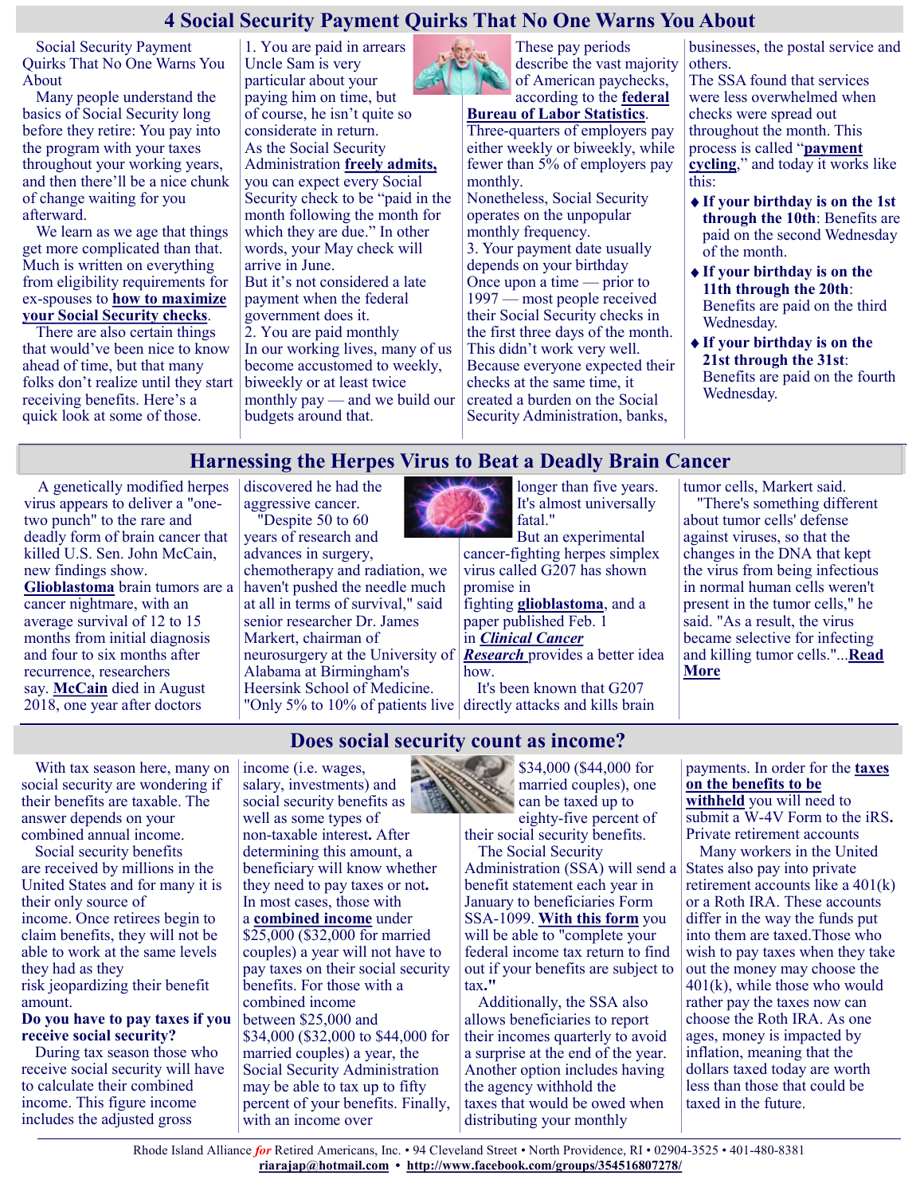## 4 Social Security Payment Quirks That No One Warns You About

Social Security Payment Quirks That No One Warns You About

Many people understand the basics of Social Security long before they retire: You pay into the program with your taxes throughout your working years, and then there'll be a nice chunk of change waiting for you afterward.

We learn as we age that things get more complicated than that. Much is written on everything from eligibility requirements for ex-spouses to **how to maximize your Social Security checks**.

There are also certain things that would've been nice to know ahead of time, but that many folks don't realize until they start receiving benefits. Here's a quick look at some of those.

1. You are paid in arrears
Uncle Sam is very particular about your paying him on time, but of course, he isn't quite so considerate in return.
As the Social Security Administration **freely admits,** you can expect every Social Security check to be "paid in the month following the month for which they are due." In other words, your May check will arrive in June.
But it's not considered a late payment when the federal government does it.
2. You are paid monthly
In our working lives, many of us become accustomed to weekly, biweekly or at least twice monthly pay — and we build our budgets around that.

These pay periods describe the vast majority of American paychecks, according to the **federal Bureau of Labor Statistics**.
Three-quarters of employers pay either weekly or biweekly, while fewer than 5% of employers pay monthly.
Nonetheless, Social Security operates on the unpopular monthly frequency.
3. Your payment date usually depends on your birthday
Once upon a time — prior to 1997 — most people received their Social Security checks in the first three days of the month. This didn't work very well. Because everyone expected their checks at the same time, it created a burden on the Social Security Administration, banks, businesses, the postal service and others.
The SSA found that services were less overwhelmed when checks were spread out throughout the month. This process is called "**payment cycling**," and today it works like this:

- **If your birthday is on the 1st through the 10th**: Benefits are paid on the second Wednesday of the month.
- **If your birthday is on the 11th through the 20th**: Benefits are paid on the third Wednesday.
- **If your birthday is on the 21st through the 31st**: Benefits are paid on the fourth Wednesday.

## Harnessing the Herpes Virus to Beat a Deadly Brain Cancer

A genetically modified herpes virus appears to deliver a "one-two punch" to the rare and deadly form of brain cancer that killed U.S. Sen. John McCain, new findings show.
**Glioblastoma** brain tumors are a cancer nightmare, with an average survival of 12 to 15 months from initial diagnosis and four to six months after recurrence, researchers say. **McCain** died in August 2018, one year after doctors discovered he had the aggressive cancer.

"Despite 50 to 60 years of research and advances in surgery, chemotherapy and radiation, we haven't pushed the needle much at all in terms of survival," said senior researcher Dr. James Markert, chairman of neurosurgery at the University of Alabama at Birmingham's Heersink School of Medicine. "Only 5% to 10% of patients live longer than five years. It's almost universally fatal."

But an experimental cancer-fighting herpes simplex virus called G207 has shown promise in fighting **glioblastoma**, and a paper published Feb. 1 in ***Clinical Cancer Research*** provides a better idea how.

It's been known that G207 directly attacks and kills brain tumor cells, Markert said.

"There's something different about tumor cells' defense against viruses, so that the changes in the DNA that kept the virus from being infectious in normal human cells weren't present in the tumor cells," he said. "As a result, the virus became selective for infecting and killing tumor cells."...**Read More**

## Does social security count as income?

With tax season here, many on social security are wondering if their benefits are taxable. The answer depends on your combined annual income.

Social security benefits are received by millions in the United States and for many it is their only source of income. Once retirees begin to claim benefits, they will not be able to work at the same levels they had as they risk jeopardizing their benefit amount.

**Do you have to pay taxes if you receive social security?**

During tax season those who receive social security will have to calculate their combined income. This figure income includes the adjusted gross income (i.e. wages, salary, investments) and social security benefits as well as some types of non-taxable interest**.** After determining this amount, a beneficiary will know whether they need to pay taxes or not**.**
In most cases, those with a **combined income** under $25,000 ($32,000 for married couples) a year will not have to pay taxes on their social security benefits. For those with a combined income between $25,000 and $34,000 ($32,000 to $44,000 for married couples) a year, the Social Security Administration may be able to tax up to fifty percent of your benefits. Finally, with an income over $34,000 ($44,000 for married couples), one can be taxed up to eighty-five percent of their social security benefits.

The Social Security Administration (SSA) will send a benefit statement each year in January to beneficiaries Form SSA-1099. **With this form** you will be able to "complete your federal income tax return to find out if your benefits are subject to tax**."**

Additionally, the SSA also allows beneficiaries to report their incomes quarterly to avoid a surprise at the end of the year. Another option includes having the agency withhold the taxes that would be owed when distributing your monthly payments. In order for the **taxes on the benefits to be withheld** you will need to submit a W-4V Form to the iRS**.**

Private retirement accounts

Many workers in the United States also pay into private retirement accounts like a 401(k) or a Roth IRA. These accounts differ in the way the funds put into them are taxed.Those who wish to pay taxes when they take out the money may choose the 401(k), while those who would rather pay the taxes now can choose the Roth IRA. As one ages, money is impacted by inflation, meaning that the dollars taxed today are worth less than those that could be taxed in the future.

Rhode Island Alliance *for* Retired Americans, Inc. • 94 Cleveland Street • North Providence, RI • 02904-3525 • 401-480-8381
**riarajap@hotmail.com** • **http://www.facebook.com/groups/354516807278/**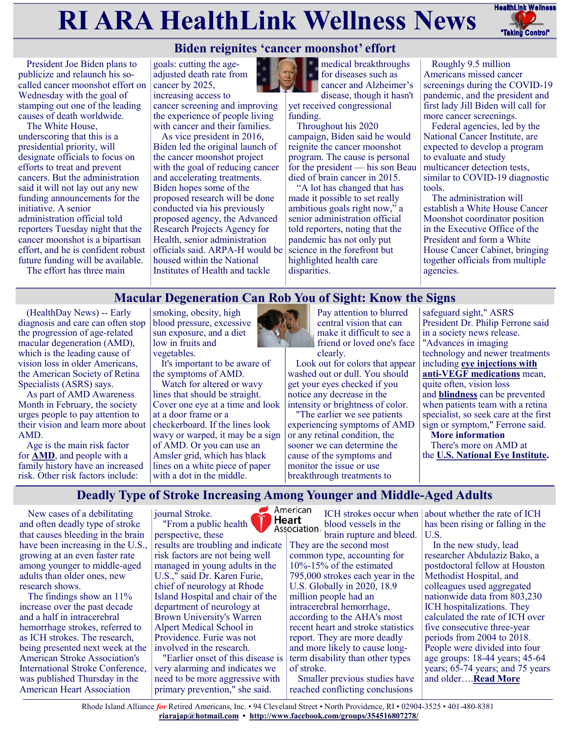# RI ARA HealthLink Wellness News

## Biden reignites 'cancer moonshot' effort

President Joe Biden plans to publicize and relaunch his so-called cancer moonshot effort on Wednesday with the goal of stamping out one of the leading causes of death worldwide.

The White House, underscoring that this is a presidential priority, will designate officials to focus on efforts to treat and prevent cancers. But the administration said it will not lay out any new funding announcements for the initiative. A senior administration official told reporters Tuesday night that the cancer moonshot is a bipartisan effort, and he is confident robust future funding will be available.

The effort has three main goals: cutting the age-adjusted death rate from cancer by 2025, increasing access to cancer screening and improving the experience of people living with cancer and their families.

As vice president in 2016, Biden led the original launch of the cancer moonshot project with the goal of reducing cancer and accelerating treatments. Biden hopes some of the proposed research will be done conducted via his previously proposed agency, the Advanced Research Projects Agency for Health, senior administration officials said. ARPA-H would be housed within the National Institutes of Health and tackle medical breakthroughs for diseases such as cancer and Alzheimer's disease, though it hasn't yet received congressional funding.

Throughout his 2020 campaign, Biden said he would reignite the cancer moonshot program. The cause is personal for the president — his son Beau died of brain cancer in 2015.

"A lot has changed that has made it possible to set really ambitious goals right now," a senior administration official told reporters, noting that the pandemic has not only put science in the forefront but highlighted health care disparities.

Roughly 9.5 million Americans missed cancer screenings during the COVID-19 pandemic, and the president and first lady Jill Biden will call for more cancer screenings.

Federal agencies, led by the National Cancer Institute, are expected to develop a program to evaluate and study multicancer detection tests, similar to COVID-19 diagnostic tools.

The administration will establish a White House Cancer Moonshot coordinator position in the Executive Office of the President and form a White House Cancer Cabinet, bringing together officials from multiple agencies.

## Macular Degeneration Can Rob You of Sight: Know the Signs

(HealthDay News) -- Early diagnosis and care can often stop the progression of age-related macular degeneration (AMD), which is the leading cause of vision loss in older Americans, the American Society of Retina Specialists (ASRS) says.

As part of AMD Awareness Month in February, the society urges people to pay attention to their vision and learn more about AMD.

Age is the main risk factor for **AMD**, and people with a family history have an increased risk. Other risk factors include: smoking, obesity, high blood pressure, excessive sun exposure, and a diet low in fruits and vegetables.

It's important to be aware of the symptoms of AMD.

Watch for altered or wavy lines that should be straight. Cover one eye at a time and look at a door frame or a checkerboard. If the lines look wavy or warped, it may be a sign of AMD. Or you can use an Amsler grid, which has black lines on a white piece of paper with a dot in the middle.

Pay attention to blurred central vision that can make it difficult to see a friend or loved one's face clearly.

Look out for colors that appear washed out or dull. You should get your eyes checked if you notice any decrease in the intensity or brightness of color.

"The earlier we see patients experiencing symptoms of AMD or any retinal condition, the sooner we can determine the cause of the symptoms and monitor the issue or use breakthrough treatments to safeguard sight," ASRS President Dr. Philip Ferrone said in a society news release. "Advances in imaging technology and newer treatments including **eye injections with anti-VEGF medications** mean, quite often, vision loss and **blindness** can be prevented when patients team with a retina specialist, so seek care at the first sign or symptom," Ferrone said.

**More information**

There's more on AMD at the **U.S. National Eye Institute.**

## Deadly Type of Stroke Increasing Among Younger and Middle-Aged Adults

New cases of a debilitating and often deadly type of stroke that causes bleeding in the brain have been increasing in the U.S., growing at an even faster rate among younger to middle-aged adults than older ones, new research shows.

The findings show an 11% increase over the past decade and a half in intracerebral hemorrhage strokes, referred to as ICH strokes. The research, being presented next week at the American Stroke Association's International Stroke Conference, was published Thursday in the American Heart Association journal Stroke.

"From a public health perspective, these results are troubling and indicate risk factors are not being well managed in young adults in the U.S.," said Dr. Karen Furie, chief of neurology at Rhode Island Hospital and chair of the department of neurology at Brown University's Warren Alpert Medical School in Providence. Furie was not involved in the research.

"Earlier onset of this disease is very alarming and indicates we need to be more aggressive with primary prevention," she said.

ICH strokes occur when blood vessels in the brain rupture and bleed. They are the second most common type, accounting for 10%-15% of the estimated 795,000 strokes each year in the U.S. Globally in 2020, 18.9 million people had an intracerebral hemorrhage, according to the AHA's most recent heart and stroke statistics report. They are more deadly and more likely to cause long-term disability than other types of stroke.

Smaller previous studies have reached conflicting conclusions about whether the rate of ICH has been rising or falling in the U.S.

In the new study, lead researcher Abdulaziz Bako, a postdoctoral fellow at Houston Methodist Hospital, and colleagues used aggregated nationwide data from 803,230 ICH hospitalizations. They calculated the rate of ICH over five consecutive three-year periods from 2004 to 2018. People were divided into four age groups: 18-44 years; 45-64 years; 65-74 years; and 75 years and older….**Read More**

Rhode Island Alliance *for* Retired Americans, Inc. • 94 Cleveland Street • North Providence, RI • 02904-3525 • 401-480-8381
**riarajap@hotmail.com** • **http://www.facebook.com/groups/354516807278/**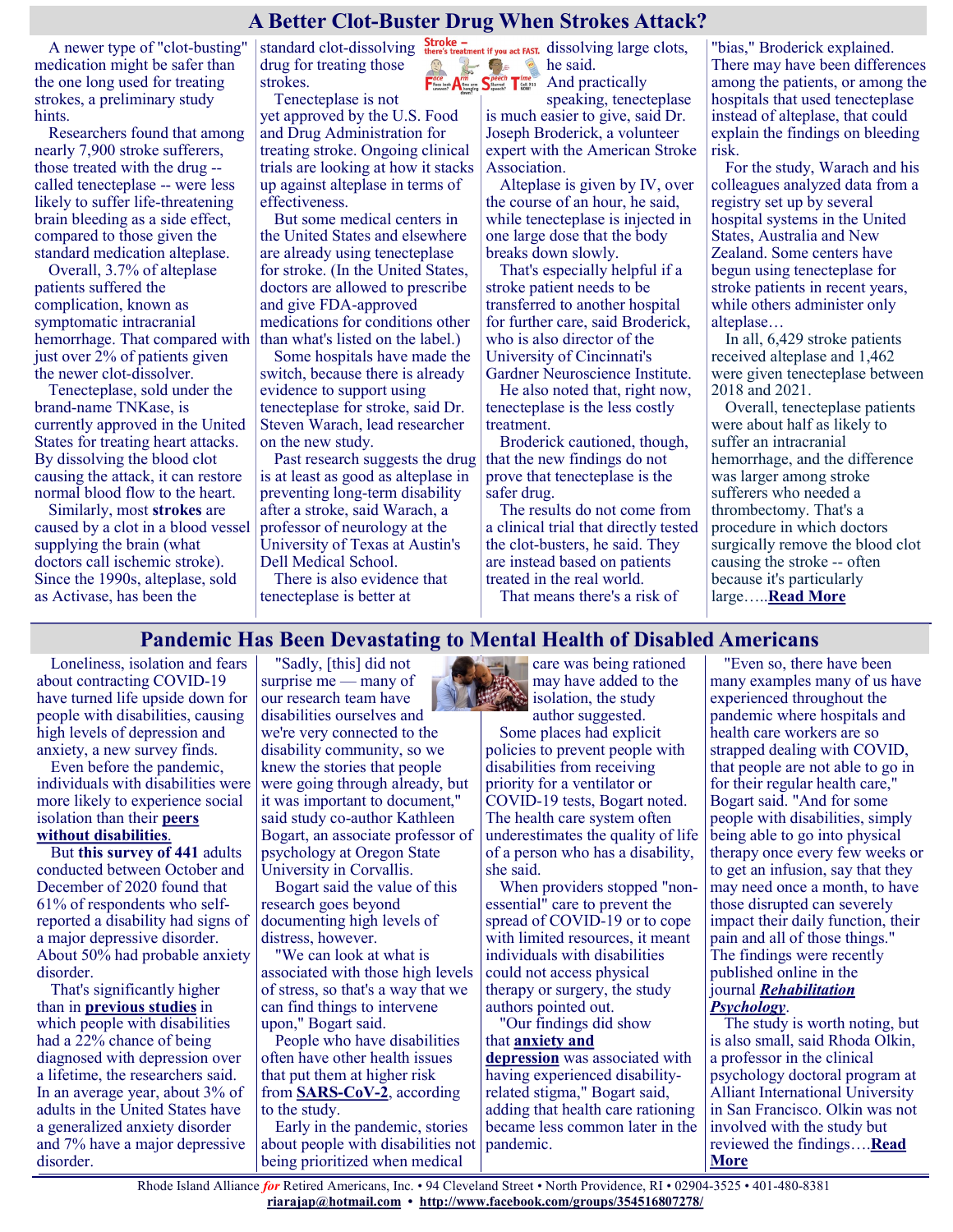## A Better Clot-Buster Drug When Strokes Attack?

A newer type of "clot-busting" medication might be safer than the one long used for treating strokes, a preliminary study hints.

Researchers found that among nearly 7,900 stroke sufferers, those treated with the drug -- called tenecteplase -- were less likely to suffer life-threatening brain bleeding as a side effect, compared to those given the standard medication alteplase.

Overall, 3.7% of alteplase patients suffered the complication, known as symptomatic intracranial hemorrhage. That compared with just over 2% of patients given the newer clot-dissolver.

Tenecteplase, sold under the brand-name TNKase, is currently approved in the United States for treating heart attacks. By dissolving the blood clot causing the attack, it can restore normal blood flow to the heart.

Similarly, most **strokes** are caused by a clot in a blood vessel supplying the brain (what doctors call ischemic stroke). Since the 1990s, alteplase, sold as Activase, has been the standard clot-dissolving drug for treating those strokes.

Tenecteplase is not yet approved by the U.S. Food and Drug Administration for treating stroke. Ongoing clinical trials are looking at how it stacks up against alteplase in terms of effectiveness.

But some medical centers in the United States and elsewhere are already using tenecteplase for stroke. (In the United States, doctors are allowed to prescribe and give FDA-approved medications for conditions other than what's listed on the label.)

Some hospitals have made the switch, because there is already evidence to support using tenecteplase for stroke, said Dr. Steven Warach, lead researcher on the new study.

Past research suggests the drug is at least as good as alteplase in preventing long-term disability after a stroke, said Warach, a professor of neurology at the University of Texas at Austin's Dell Medical School.

There is also evidence that tenecteplase is better at dissolving large clots, he said.

And practically speaking, tenecteplase is much easier to give, said Dr. Joseph Broderick, a volunteer expert with the American Stroke Association.

Alteplase is given by IV, over the course of an hour, he said, while tenecteplase is injected in one large dose that the body breaks down slowly.

That's especially helpful if a stroke patient needs to be transferred to another hospital for further care, said Broderick, who is also director of the University of Cincinnati's Gardner Neuroscience Institute.

He also noted that, right now, tenecteplase is the less costly treatment.

Broderick cautioned, though, that the new findings do not prove that tenecteplase is the safer drug.

The results do not come from a clinical trial that directly tested the clot-busters, he said. They are instead based on patients treated in the real world.

That means there's a risk of "bias," Broderick explained. There may have been differences among the patients, or among the hospitals that used tenecteplase instead of alteplase, that could explain the findings on bleeding risk.

For the study, Warach and his colleagues analyzed data from a registry set up by several hospital systems in the United States, Australia and New Zealand. Some centers have begun using tenecteplase for stroke patients in recent years, while others administer only alteplase…

In all, 6,429 stroke patients received alteplase and 1,462 were given tenecteplase between 2018 and 2021.

Overall, tenecteplase patients were about half as likely to suffer an intracranial hemorrhage, and the difference was larger among stroke sufferers who needed a thrombectomy. That's a procedure in which doctors surgically remove the blood clot causing the stroke -- often because it's particularly large…..**Read More**

## Pandemic Has Been Devastating to Mental Health of Disabled Americans

Loneliness, isolation and fears about contracting COVID-19 have turned life upside down for people with disabilities, causing high levels of depression and anxiety, a new survey finds.

Even before the pandemic, individuals with disabilities were more likely to experience social isolation than their **peers without disabilities**.

But **this survey of 441** adults conducted between October and December of 2020 found that 61% of respondents who self-reported a disability had signs of a major depressive disorder. About 50% had probable anxiety disorder.

That's significantly higher than in **previous studies** in which people with disabilities had a 22% chance of being diagnosed with depression over a lifetime, the researchers said. In an average year, about 3% of adults in the United States have a generalized anxiety disorder and 7% have a major depressive disorder.

"Sadly, [this] did not surprise me — many of our research team have disabilities ourselves and we're very connected to the disability community, so we knew the stories that people were going through already, but it was important to document," said study co-author Kathleen Bogart, an associate professor of psychology at Oregon State University in Corvallis.

Bogart said the value of this research goes beyond documenting high levels of distress, however.

"We can look at what is associated with those high levels of stress, so that's a way that we can find things to intervene upon," Bogart said.

People who have disabilities often have other health issues that put them at higher risk from **SARS-CoV-2**, according to the study.

Early in the pandemic, stories about people with disabilities not being prioritized when medical care was being rationed may have added to the isolation, the study author suggested.

Some places had explicit policies to prevent people with disabilities from receiving priority for a ventilator or COVID-19 tests, Bogart noted. The health care system often underestimates the quality of life of a person who has a disability, she said.

When providers stopped "non-essential" care to prevent the spread of COVID-19 or to cope with limited resources, it meant individuals with disabilities could not access physical therapy or surgery, the study authors pointed out.

"Our findings did show that **anxiety and depression** was associated with having experienced disability-related stigma," Bogart said, adding that health care rationing became less common later in the pandemic.

"Even so, there have been many examples many of us have experienced throughout the pandemic where hospitals and health care workers are so strapped dealing with COVID, that people are not able to go in for their regular health care," Bogart said. "And for some people with disabilities, simply being able to go into physical therapy once every few weeks or to get an infusion, say that they may need once a month, to have those disrupted can severely impact their daily function, their pain and all of those things."

The findings were recently published online in the journal ***Rehabilitation Psychology***.

The study is worth noting, but is also small, said Rhoda Olkin, a professor in the clinical psychology doctoral program at Alliant International University in San Francisco. Olkin was not involved with the study but reviewed the findings….**Read More**

Rhode Island Alliance *for* Retired Americans, Inc. • 94 Cleveland Street • North Providence, RI • 02904-3525 • 401-480-8381
**riarajap@hotmail.com** • **http://www.facebook.com/groups/354516807278/**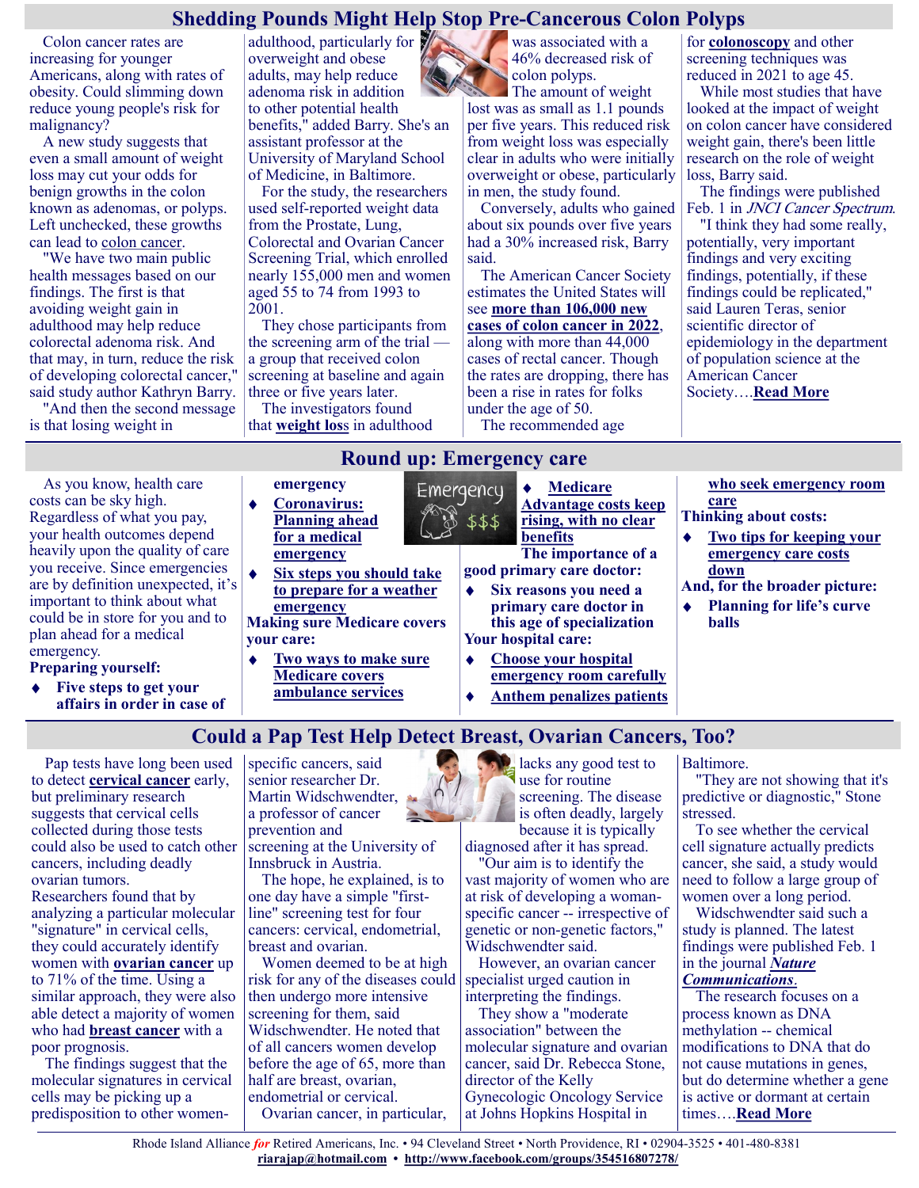# Shedding Pounds Might Help Stop Pre-Cancerous Colon Polyps

Colon cancer rates are increasing for younger Americans, along with rates of obesity. Could slimming down reduce young people's risk for malignancy?

A new study suggests that even a small amount of weight loss may cut your odds for benign growths in the colon known as adenomas, or polyps. Left unchecked, these growths can lead to colon cancer.

"We have two main public health messages based on our findings. The first is that avoiding weight gain in adulthood may help reduce colorectal adenoma risk. And that may, in turn, reduce the risk of developing colorectal cancer," said study author Kathryn Barry.

"And then the second message is that losing weight in adulthood, particularly for overweight and obese adults, may help reduce adenoma risk in addition to other potential health benefits," added Barry. She's an assistant professor at the University of Maryland School of Medicine, in Baltimore.

For the study, the researchers used self-reported weight data from the Prostate, Lung, Colorectal and Ovarian Cancer Screening Trial, which enrolled nearly 155,000 men and women aged 55 to 74 from 1993 to 2001.

They chose participants from the screening arm of the trial — a group that received colon screening at baseline and again three or five years later.

The investigators found that **weight loss** in adulthood was associated with a 46% decreased risk of colon polyps.

The amount of weight lost was as small as 1.1 pounds per five years. This reduced risk from weight loss was especially clear in adults who were initially overweight or obese, particularly in men, the study found.

Conversely, adults who gained about six pounds over five years had a 30% increased risk, Barry said.

The American Cancer Society estimates the United States will see **more than 106,000 new cases of colon cancer in 2022**, along with more than 44,000 cases of rectal cancer. Though the rates are dropping, there has been a rise in rates for folks under the age of 50.

The recommended age for **colonoscopy** and other screening techniques was reduced in 2021 to age 45.

While most studies that have looked at the impact of weight on colon cancer have considered weight gain, there's been little research on the role of weight loss, Barry said.

The findings were published Feb. 1 in *JNCI Cancer Spectrum*.

"I think they had some really, potentially, very important findings and very exciting findings, potentially, if these findings could be replicated," said Lauren Teras, senior scientific director of epidemiology in the department of population science at the American Cancer Society….**Read More**

# Round up: Emergency care

As you know, health care costs can be sky high. Regardless of what you pay, your health outcomes depend heavily upon the quality of care you receive. Since emergencies are by definition unexpected, it's important to think about what could be in store for you and to plan ahead for a medical emergency.

**Preparing yourself:**

- **Five steps to get your affairs in order in case of emergency**
- **Coronavirus: Planning ahead for a medical emergency**
- **Six steps you should take to prepare for a weather emergency**

**Making sure Medicare covers your care:**

- **Two ways to make sure Medicare covers ambulance services**
- **Medicare Advantage costs keep rising, with no clear benefits**

**The importance of a good primary care doctor:**

- **Six reasons you need a primary care doctor in this age of specialization**

**Your hospital care:**

- **Choose your hospital emergency room carefully**
- **Anthem penalizes patients who seek emergency room care**

**Thinking about costs:**

- **Two tips for keeping your emergency care costs down**

**And, for the broader picture:**

- **Planning for life's curve balls**

# Could a Pap Test Help Detect Breast, Ovarian Cancers, Too?

Pap tests have long been used to detect **cervical cancer** early, but preliminary research suggests that cervical cells collected during those tests could also be used to catch other cancers, including deadly ovarian tumors.

Researchers found that by analyzing a particular molecular "signature" in cervical cells, they could accurately identify women with **ovarian cancer** up to 71% of the time. Using a similar approach, they were also able detect a majority of women who had **breast cancer** with a poor prognosis.

The findings suggest that the molecular signatures in cervical cells may be picking up a predisposition to other women-specific cancers, said senior researcher Dr. Martin Widschwendter, a professor of cancer prevention and screening at the University of Innsbruck in Austria.

The hope, he explained, is to one day have a simple "first-line" screening test for four cancers: cervical, endometrial, breast and ovarian.

Women deemed to be at high risk for any of the diseases could then undergo more intensive screening for them, said Widschwendter. He noted that of all cancers women develop before the age of 65, more than half are breast, ovarian, endometrial or cervical.

Ovarian cancer, in particular, lacks any good test to use for routine screening. The disease is often deadly, largely because it is typically diagnosed after it has spread.

"Our aim is to identify the vast majority of women who are at risk of developing a woman-specific cancer -- irrespective of genetic or non-genetic factors," Widschwendter said.

However, an ovarian cancer specialist urged caution in interpreting the findings.

They show a "moderate association" between the molecular signature and ovarian cancer, said Dr. Rebecca Stone, director of the Kelly Gynecologic Oncology Service at Johns Hopkins Hospital in Baltimore.

"They are not showing that it's predictive or diagnostic," Stone stressed.

To see whether the cervical cell signature actually predicts cancer, she said, a study would need to follow a large group of women over a long period.

Widschwendter said such a study is planned. The latest findings were published Feb. 1 in the journal ***Nature Communications***.

The research focuses on a process known as DNA methylation -- chemical modifications to DNA that do not cause mutations in genes, but do determine whether a gene is active or dormant at certain times….**Read More**

Rhode Island Alliance *for* Retired Americans, Inc. • 94 Cleveland Street • North Providence, RI • 02904-3525 • 401-480-8381
**riarajap@hotmail.com** • **http://www.facebook.com/groups/354516807278/**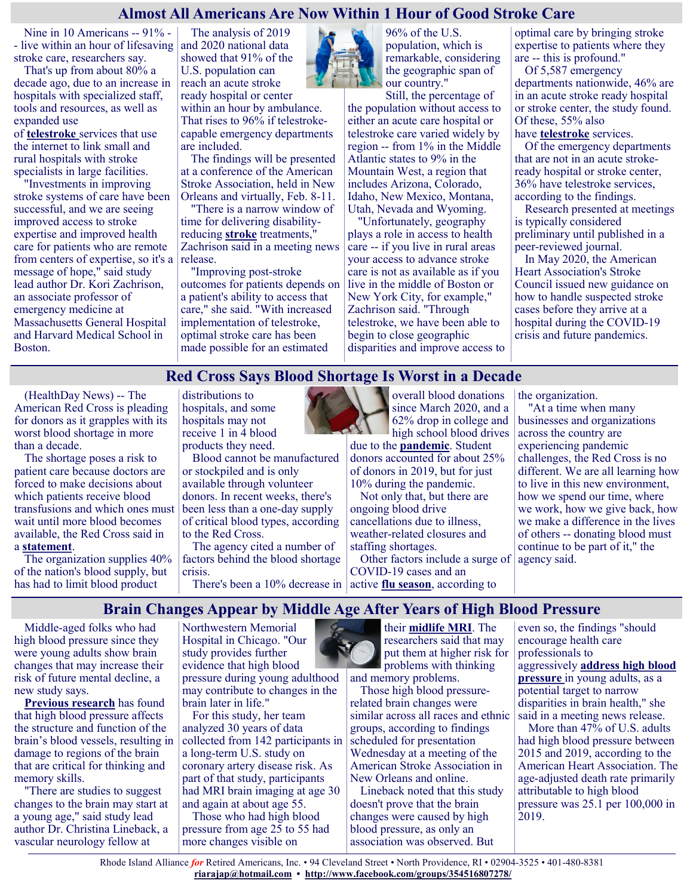## Almost All Americans Are Now Within 1 Hour of Good Stroke Care

Nine in 10 Americans -- 91% -- live within an hour of lifesaving stroke care, researchers say.

That's up from about 80% a decade ago, due to an increase in hospitals with specialized staff, tools and resources, as well as expanded use of **telestroke** services that use the internet to link small and rural hospitals with stroke specialists in large facilities.

"Investments in improving stroke systems of care have been successful, and we are seeing improved access to stroke expertise and improved health care for patients who are remote from centers of expertise, so it's a message of hope," said study lead author Dr. Kori Zachrison, an associate professor of emergency medicine at Massachusetts General Hospital and Harvard Medical School in Boston.

The analysis of 2019 and 2020 national data showed that 91% of the U.S. population can reach an acute stroke ready hospital or center within an hour by ambulance. That rises to 96% if telestroke-capable emergency departments are included.

The findings will be presented at a conference of the American Stroke Association, held in New Orleans and virtually, Feb. 8-11.

"There is a narrow window of time for delivering disability-reducing **stroke** treatments," Zachrison said in a meeting news release.

"Improving post-stroke outcomes for patients depends on a patient's ability to access that care," she said. "With increased implementation of telestroke, optimal stroke care has been made possible for an estimated 96% of the U.S. population, which is remarkable, considering the geographic span of our country."

Still, the percentage of the population without access to either an acute care hospital or telestroke care varied widely by region -- from 1% in the Middle Atlantic states to 9% in the Mountain West, a region that includes Arizona, Colorado, Idaho, New Mexico, Montana, Utah, Nevada and Wyoming.

"Unfortunately, geography plays a role in access to health care -- if you live in rural areas your access to advance stroke care is not as available as if you live in the middle of Boston or New York City, for example," Zachrison said. "Through telestroke, we have been able to begin to close geographic disparities and improve access to optimal care by bringing stroke expertise to patients where they are -- this is profound."

Of 5,587 emergency departments nationwide, 46% are in an acute stroke ready hospital or stroke center, the study found. Of these, 55% also have **telestroke** services.

Of the emergency departments that are not in an acute stroke-ready hospital or stroke center, 36% have telestroke services, according to the findings.

Research presented at meetings is typically considered preliminary until published in a peer-reviewed journal.

In May 2020, the American Heart Association's Stroke Council issued new guidance on how to handle suspected stroke cases before they arrive at a hospital during the COVID-19 crisis and future pandemics.

## Red Cross Says Blood Shortage Is Worst in a Decade

(HealthDay News) -- The American Red Cross is pleading for donors as it grapples with its worst blood shortage in more than a decade.

The shortage poses a risk to patient care because doctors are forced to make decisions about which patients receive blood transfusions and which ones must wait until more blood becomes available, the Red Cross said in a **statement**.

The organization supplies 40% of the nation's blood supply, but has had to limit blood product distributions to hospitals, and some hospitals may not receive 1 in 4 blood products they need.

Blood cannot be manufactured or stockpiled and is only available through volunteer donors. In recent weeks, there's been less than a one-day supply of critical blood types, according to the Red Cross.

The agency cited a number of factors behind the blood shortage crisis.

There's been a 10% decrease in overall blood donations since March 2020, and a 62% drop in college and high school blood drives due to the **pandemic**. Student donors accounted for about 25% of donors in 2019, but for just 10% during the pandemic.

Not only that, but there are ongoing blood drive cancellations due to illness, weather-related closures and staffing shortages.

Other factors include a surge of COVID-19 cases and an active **flu season**, according to the organization.

"At a time when many businesses and organizations across the country are experiencing pandemic challenges, the Red Cross is no different. We are all learning how to live in this new environment, how we spend our time, where we work, how we give back, how we make a difference in the lives of others -- donating blood must continue to be part of it," the agency said.

## Brain Changes Appear by Middle Age After Years of High Blood Pressure

Middle-aged folks who had high blood pressure since they were young adults show brain changes that may increase their risk of future mental decline, a new study says.

**Previous research** has found that high blood pressure affects the structure and function of the brain's blood vessels, resulting in damage to regions of the brain that are critical for thinking and memory skills.

"There are studies to suggest changes to the brain may start at a young age," said study lead author Dr. Christina Lineback, a vascular neurology fellow at Northwestern Memorial Hospital in Chicago. "Our study provides further evidence that high blood pressure during young adulthood may contribute to changes in the brain later in life."

For this study, her team analyzed 30 years of data collected from 142 participants in a long-term U.S. study on coronary artery disease risk. As part of that study, participants had MRI brain imaging at age 30 and again at about age 55.

Those who had high blood pressure from age 25 to 55 had more changes visible on their **midlife MRI**. The researchers said that may put them at higher risk for problems with thinking and memory problems.

Those high blood pressure-related brain changes were similar across all races and ethnic groups, according to findings scheduled for presentation Wednesday at a meeting of the American Stroke Association in New Orleans and online.

Lineback noted that this study doesn't prove that the brain changes were caused by high blood pressure, as only an association was observed. But even so, the findings "should encourage health care professionals to aggressively **address high blood pressure** in young adults, as a potential target to narrow disparities in brain health," she said in a meeting news release.

More than 47% of U.S. adults had high blood pressure between 2015 and 2019, according to the American Heart Association. The age-adjusted death rate primarily attributable to high blood pressure was 25.1 per 100,000 in 2019.

Rhode Island Alliance *for* Retired Americans, Inc. • 94 Cleveland Street • North Providence, RI • 02904-3525 • 401-480-8381
**riarajap@hotmail.com** • **http://www.facebook.com/groups/354516807278/**